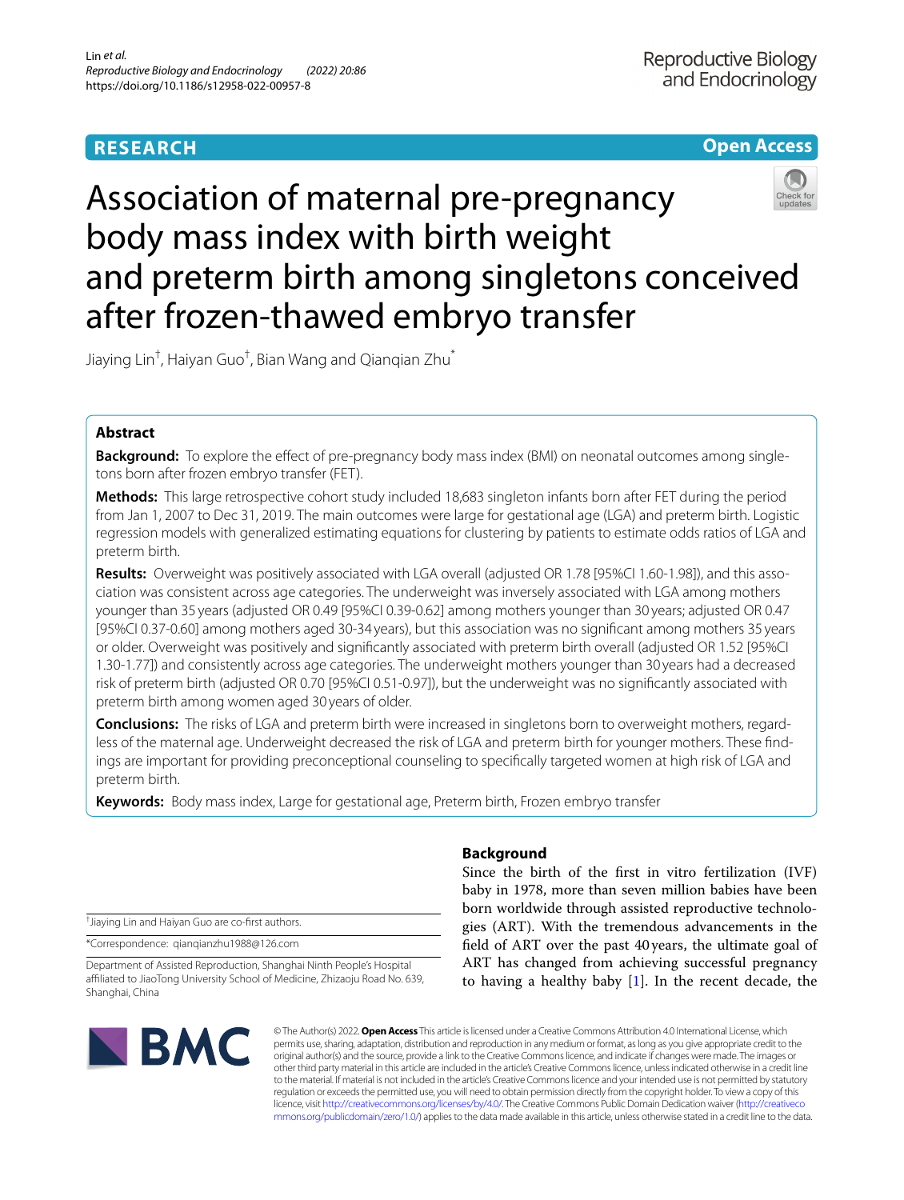RESEARCH

Open Access

# Association of maternal pre-pregnancy body mass index with birth weight and preterm birth among singletons conceived after frozen-thawed embryo transfer

Jiaying Lin[†], Haiyan Guo[†], Bian Wang and Qianqian Zhu[*]

## Abstract

**Background:** To explore the effect of pre-pregnancy body mass index (BMI) on neonatal outcomes among singletons born after frozen embryo transfer (FET).

**Methods:** This large retrospective cohort study included 18,683 singleton infants born after FET during the period from Jan 1, 2007 to Dec 31, 2019. The main outcomes were large for gestational age (LGA) and preterm birth. Logistic regression models with generalized estimating equations for clustering by patients to estimate odds ratios of LGA and preterm birth.

**Results:** Overweight was positively associated with LGA overall (adjusted OR 1.78 [95%CI 1.60-1.98]), and this association was consistent across age categories. The underweight was inversely associated with LGA among mothers younger than 35 years (adjusted OR 0.49 [95%CI 0.39-0.62] among mothers younger than 30 years; adjusted OR 0.47 [95%CI 0.37-0.60] among mothers aged 30-34 years), but this association was no significant among mothers 35 years or older. Overweight was positively and significantly associated with preterm birth overall (adjusted OR 1.52 [95%CI 1.30-1.77]) and consistently across age categories. The underweight mothers younger than 30 years had a decreased risk of preterm birth (adjusted OR 0.70 [95%CI 0.51-0.97]), but the underweight was no significantly associated with preterm birth among women aged 30 years of older.

**Conclusions:** The risks of LGA and preterm birth were increased in singletons born to overweight mothers, regardless of the maternal age. Underweight decreased the risk of LGA and preterm birth for younger mothers. These findings are important for providing preconceptional counseling to specifically targeted women at high risk of LGA and preterm birth.

**Keywords:** Body mass index, Large for gestational age, Preterm birth, Frozen embryo transfer

## Background

Since the birth of the first in vitro fertilization (IVF) baby in 1978, more than seven million babies have been born worldwide through assisted reproductive technologies (ART). With the tremendous advancements in the field of ART over the past 40 years, the ultimate goal of ART has changed from achieving successful pregnancy to having a healthy baby [1]. In the recent decade, the

[†]Jiaying Lin and Haiyan Guo are co-first authors.

*Correspondence: qianqianzhu1988@126.com

Department of Assisted Reproduction, Shanghai Ninth People's Hospital affiliated to JiaoTong University School of Medicine, Zhizaoju Road No. 639, Shanghai, China

© The Author(s) 2022. **Open Access** This article is licensed under a Creative Commons Attribution 4.0 International License, which permits use, sharing, adaptation, distribution and reproduction in any medium or format, as long as you give appropriate credit to the original author(s) and the source, provide a link to the Creative Commons licence, and indicate if changes were made. The images or other third party material in this article are included in the article's Creative Commons licence, unless indicated otherwise in a credit line to the material. If material is not included in the article's Creative Commons licence and your intended use is not permitted by statutory regulation or exceeds the permitted use, you will need to obtain permission directly from the copyright holder. To view a copy of this licence, visit http://creativecommons.org/licenses/by/4.0/. The Creative Commons Public Domain Dedication waiver (http://creativecommons.org/publicdomain/zero/1.0/) applies to the data made available in this article, unless otherwise stated in a credit line to the data.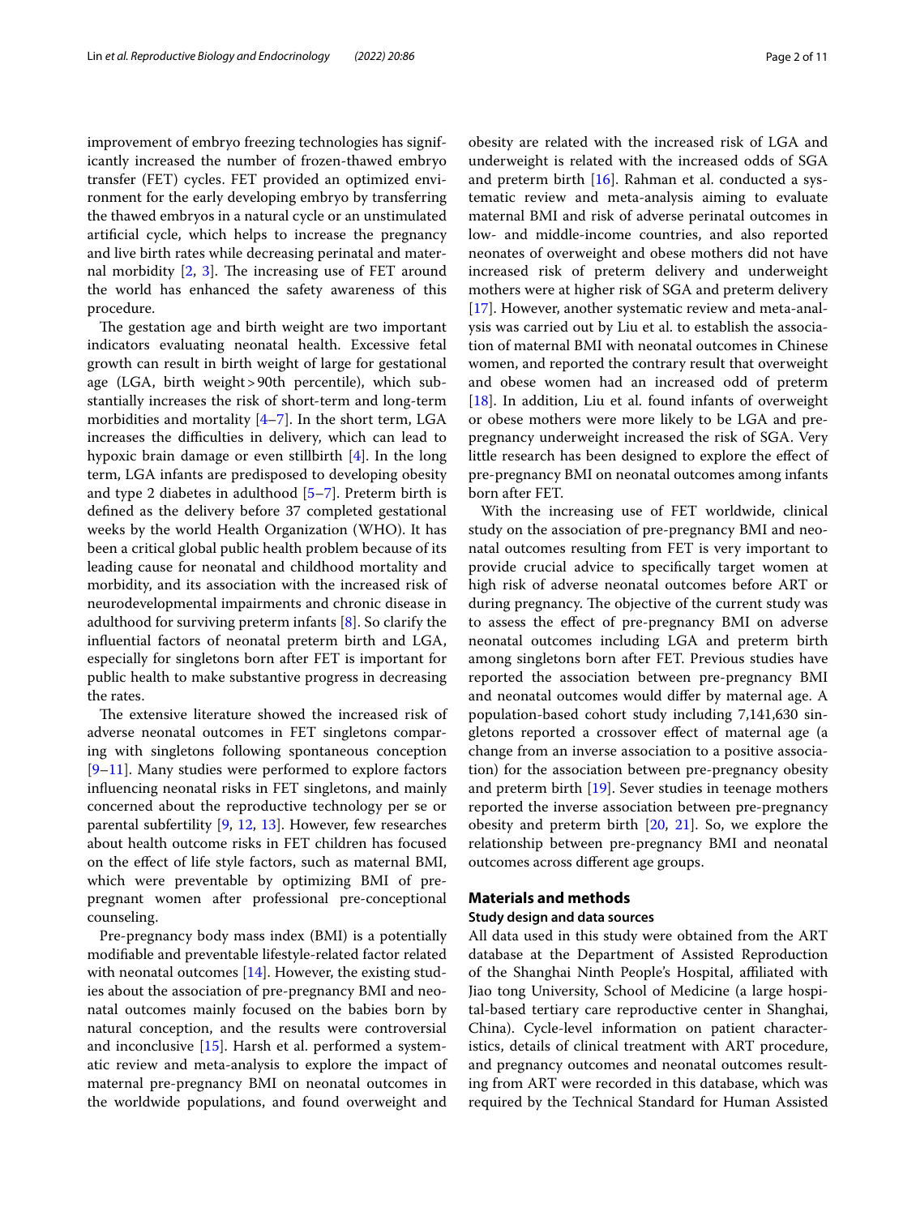improvement of embryo freezing technologies has significantly increased the number of frozen-thawed embryo transfer (FET) cycles. FET provided an optimized environment for the early developing embryo by transferring the thawed embryos in a natural cycle or an unstimulated artificial cycle, which helps to increase the pregnancy and live birth rates while decreasing perinatal and maternal morbidity [2, 3]. The increasing use of FET around the world has enhanced the safety awareness of this procedure.

The gestation age and birth weight are two important indicators evaluating neonatal health. Excessive fetal growth can result in birth weight of large for gestational age (LGA, birth weight > 90th percentile), which substantially increases the risk of short-term and long-term morbidities and mortality [4–7]. In the short term, LGA increases the difficulties in delivery, which can lead to hypoxic brain damage or even stillbirth [4]. In the long term, LGA infants are predisposed to developing obesity and type 2 diabetes in adulthood [5–7]. Preterm birth is defined as the delivery before 37 completed gestational weeks by the world Health Organization (WHO). It has been a critical global public health problem because of its leading cause for neonatal and childhood mortality and morbidity, and its association with the increased risk of neurodevelopmental impairments and chronic disease in adulthood for surviving preterm infants [8]. So clarify the influential factors of neonatal preterm birth and LGA, especially for singletons born after FET is important for public health to make substantive progress in decreasing the rates.

The extensive literature showed the increased risk of adverse neonatal outcomes in FET singletons comparing with singletons following spontaneous conception [9–11]. Many studies were performed to explore factors influencing neonatal risks in FET singletons, and mainly concerned about the reproductive technology per se or parental subfertility [9, 12, 13]. However, few researches about health outcome risks in FET children has focused on the effect of life style factors, such as maternal BMI, which were preventable by optimizing BMI of pre-pregnant women after professional pre-conceptional counseling.

Pre-pregnancy body mass index (BMI) is a potentially modifiable and preventable lifestyle-related factor related with neonatal outcomes [14]. However, the existing studies about the association of pre-pregnancy BMI and neonatal outcomes mainly focused on the babies born by natural conception, and the results were controversial and inconclusive [15]. Harsh et al. performed a systematic review and meta-analysis to explore the impact of maternal pre-pregnancy BMI on neonatal outcomes in the worldwide populations, and found overweight and obesity are related with the increased risk of LGA and underweight is related with the increased odds of SGA and preterm birth [16]. Rahman et al. conducted a systematic review and meta-analysis aiming to evaluate maternal BMI and risk of adverse perinatal outcomes in low- and middle-income countries, and also reported neonates of overweight and obese mothers did not have increased risk of preterm delivery and underweight mothers were at higher risk of SGA and preterm delivery [17]. However, another systematic review and meta-analysis was carried out by Liu et al. to establish the association of maternal BMI with neonatal outcomes in Chinese women, and reported the contrary result that overweight and obese women had an increased odd of preterm [18]. In addition, Liu et al. found infants of overweight or obese mothers were more likely to be LGA and pre-pregnancy underweight increased the risk of SGA. Very little research has been designed to explore the effect of pre-pregnancy BMI on neonatal outcomes among infants born after FET.

With the increasing use of FET worldwide, clinical study on the association of pre-pregnancy BMI and neonatal outcomes resulting from FET is very important to provide crucial advice to specifically target women at high risk of adverse neonatal outcomes before ART or during pregnancy. The objective of the current study was to assess the effect of pre-pregnancy BMI on adverse neonatal outcomes including LGA and preterm birth among singletons born after FET. Previous studies have reported the association between pre-pregnancy BMI and neonatal outcomes would differ by maternal age. A population-based cohort study including 7,141,630 singletons reported a crossover effect of maternal age (a change from an inverse association to a positive association) for the association between pre-pregnancy obesity and preterm birth [19]. Sever studies in teenage mothers reported the inverse association between pre-pregnancy obesity and preterm birth [20, 21]. So, we explore the relationship between pre-pregnancy BMI and neonatal outcomes across different age groups.

## Materials and methods

### Study design and data sources

All data used in this study were obtained from the ART database at the Department of Assisted Reproduction of the Shanghai Ninth People's Hospital, affiliated with Jiao tong University, School of Medicine (a large hospital-based tertiary care reproductive center in Shanghai, China). Cycle-level information on patient characteristics, details of clinical treatment with ART procedure, and pregnancy outcomes and neonatal outcomes resulting from ART were recorded in this database, which was required by the Technical Standard for Human Assisted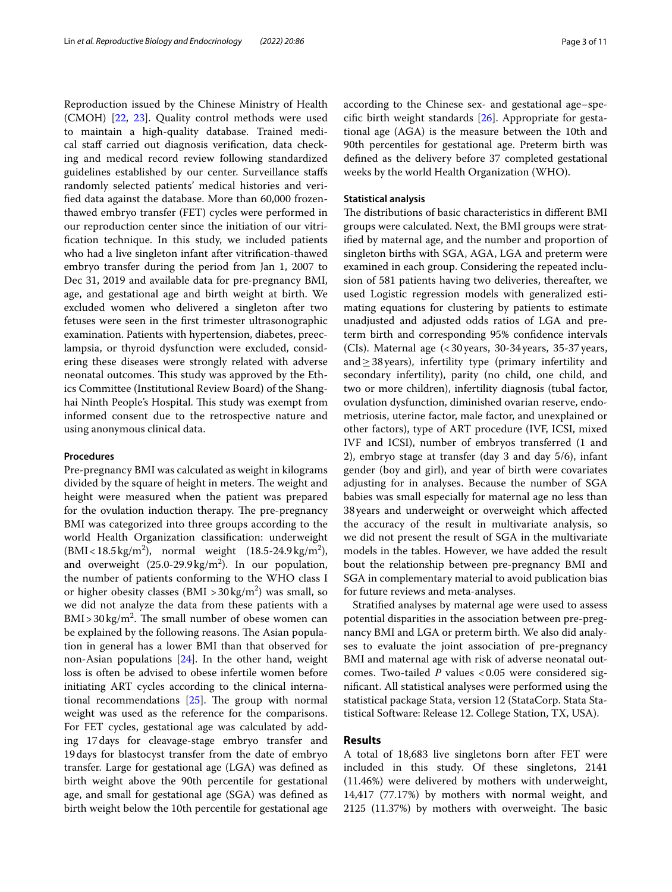Reproduction issued by the Chinese Ministry of Health (CMOH) [22, 23]. Quality control methods were used to maintain a high-quality database. Trained medical staff carried out diagnosis verification, data checking and medical record review following standardized guidelines established by our center. Surveillance staffs randomly selected patients' medical histories and verified data against the database. More than 60,000 frozen-thawed embryo transfer (FET) cycles were performed in our reproduction center since the initiation of our vitrification technique. In this study, we included patients who had a live singleton infant after vitrification-thawed embryo transfer during the period from Jan 1, 2007 to Dec 31, 2019 and available data for pre-pregnancy BMI, age, and gestational age and birth weight at birth. We excluded women who delivered a singleton after two fetuses were seen in the first trimester ultrasonographic examination. Patients with hypertension, diabetes, preeclampsia, or thyroid dysfunction were excluded, considering these diseases were strongly related with adverse neonatal outcomes. This study was approved by the Ethics Committee (Institutional Review Board) of the Shanghai Ninth People's Hospital. This study was exempt from informed consent due to the retrospective nature and using anonymous clinical data.

### Procedures

Pre-pregnancy BMI was calculated as weight in kilograms divided by the square of height in meters. The weight and height were measured when the patient was prepared for the ovulation induction therapy. The pre-pregnancy BMI was categorized into three groups according to the world Health Organization classification: underweight (BMI < 18.5 $kg/m^2$), normal weight (18.5-24.9 $kg/m^2$), and overweight (25.0-29.9 $kg/m^2$). In our population, the number of patients conforming to the WHO class I or higher obesity classes (BMI > 30 $kg/m^2$) was small, so we did not analyze the data from these patients with a BMI > 30 $kg/m^2$. The small number of obese women can be explained by the following reasons. The Asian population in general has a lower BMI than that observed for non-Asian populations [24]. In the other hand, weight loss is often be advised to obese infertile women before initiating ART cycles according to the clinical international recommendations [25]. The group with normal weight was used as the reference for the comparisons. For FET cycles, gestational age was calculated by adding 17 days for cleavage-stage embryo transfer and 19 days for blastocyst transfer from the date of embryo transfer. Large for gestational age (LGA) was defined as birth weight above the 90th percentile for gestational age, and small for gestational age (SGA) was defined as birth weight below the 10th percentile for gestational age according to the Chinese sex- and gestational age–specific birth weight standards [26]. Appropriate for gestational age (AGA) is the measure between the 10th and 90th percentiles for gestational age. Preterm birth was defined as the delivery before 37 completed gestational weeks by the world Health Organization (WHO).

### Statistical analysis

The distributions of basic characteristics in different BMI groups were calculated. Next, the BMI groups were stratified by maternal age, and the number and proportion of singleton births with SGA, AGA, LGA and preterm were examined in each group. Considering the repeated inclusion of 581 patients having two deliveries, thereafter, we used Logistic regression models with generalized estimating equations for clustering by patients to estimate unadjusted and adjusted odds ratios of LGA and preterm birth and corresponding 95% confidence intervals (CIs). Maternal age (< 30 years, 30-34 years, 35-37 years, and ≥ 38 years), infertility type (primary infertility and secondary infertility), parity (no child, one child, and two or more children), infertility diagnosis (tubal factor, ovulation dysfunction, diminished ovarian reserve, endometriosis, uterine factor, male factor, and unexplained or other factors), type of ART procedure (IVF, ICSI, mixed IVF and ICSI), number of embryos transferred (1 and 2), embryo stage at transfer (day 3 and day 5/6), infant gender (boy and girl), and year of birth were covariates adjusting for in analyses. Because the number of SGA babies was small especially for maternal age no less than 38 years and underweight or overweight which affected the accuracy of the result in multivariate analysis, so we did not present the result of SGA in the multivariate models in the tables. However, we have added the result bout the relationship between pre-pregnancy BMI and SGA in complementary material to avoid publication bias for future reviews and meta-analyses.

Stratified analyses by maternal age were used to assess potential disparities in the association between pre-pregnancy BMI and LGA or preterm birth. We also did analyses to evaluate the joint association of pre-pregnancy BMI and maternal age with risk of adverse neonatal outcomes. Two-tailed *P* values < 0.05 were considered significant. All statistical analyses were performed using the statistical package Stata, version 12 (StataCorp. Stata Statistical Software: Release 12. College Station, TX, USA).

## Results

A total of 18,683 live singletons born after FET were included in this study. Of these singletons, 2141 (11.46%) were delivered by mothers with underweight, 14,417 (77.17%) by mothers with normal weight, and 2125 (11.37%) by mothers with overweight. The basic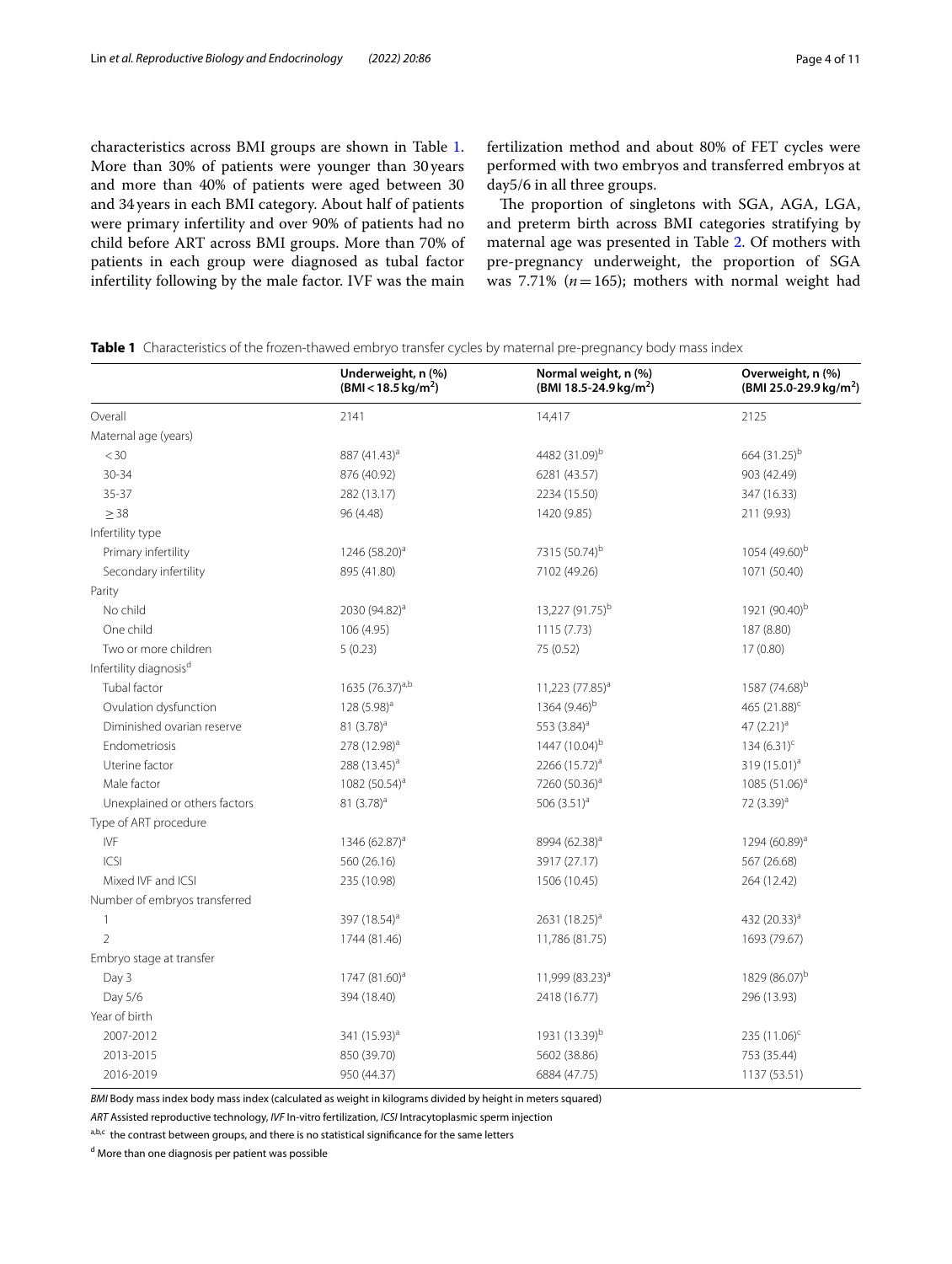characteristics across BMI groups are shown in Table 1. More than 30% of patients were younger than 30 years and more than 40% of patients were aged between 30 and 34 years in each BMI category. About half of patients were primary infertility and over 90% of patients had no child before ART across BMI groups. More than 70% of patients in each group were diagnosed as tubal factor infertility following by the male factor. IVF was the main fertilization method and about 80% of FET cycles were performed with two embryos and transferred embryos at day5/6 in all three groups.

The proportion of singletons with SGA, AGA, LGA, and preterm birth across BMI categories stratifying by maternal age was presented in Table 2. Of mothers with pre-pregnancy underweight, the proportion of SGA was 7.71% ($n=165$); mothers with normal weight had

**Table 1** Characteristics of the frozen-thawed embryo transfer cycles by maternal pre-pregnancy body mass index

| | Underweight, n (%) (BMI < 18.5 kg/m$^2$) | Normal weight, n (%) (BMI 18.5-24.9 kg/m$^2$) | Overweight, n (%) (BMI 25.0-29.9 kg/m$^2$) |
|---|---|---|---|
| Overall | 2141 | 14,417 | 2125 |
| Maternal age (years) | | | |
| <30 | 887 (41.43)[a] | 4482 (31.09)[b] | 664 (31.25)[b] |
| 30-34 | 876 (40.92) | 6281 (43.57) | 903 (42.49) |
| 35-37 | 282 (13.17) | 2234 (15.50) | 347 (16.33) |
| ≥38 | 96 (4.48) | 1420 (9.85) | 211 (9.93) |
| Infertility type | | | |
| Primary infertility | 1246 (58.20)[a] | 7315 (50.74)[b] | 1054 (49.60)[b] |
| Secondary infertility | 895 (41.80) | 7102 (49.26) | 1071 (50.40) |
| Parity | | | |
| No child | 2030 (94.82)[a] | 13,227 (91.75)[b] | 1921 (90.40)[b] |
| One child | 106 (4.95) | 1115 (7.73) | 187 (8.80) |
| Two or more children | 5 (0.23) | 75 (0.52) | 17 (0.80) |
| Infertility diagnosis[d] | | | |
| Tubal factor | 1635 (76.37)[a,b] | 11,223 (77.85)[a] | 1587 (74.68)[b] |
| Ovulation dysfunction | 128 (5.98)[a] | 1364 (9.46)[b] | 465 (21.88)[c] |
| Diminished ovarian reserve | 81 (3.78)[a] | 553 (3.84)[a] | 47 (2.21)[a] |
| Endometriosis | 278 (12.98)[a] | 1447 (10.04)[b] | 134 (6.31)[c] |
| Uterine factor | 288 (13.45)[a] | 2266 (15.72)[a] | 319 (15.01)[a] |
| Male factor | 1082 (50.54)[a] | 7260 (50.36)[a] | 1085 (51.06)[a] |
| Unexplained or others factors | 81 (3.78)[a] | 506 (3.51)[a] | 72 (3.39)[a] |
| Type of ART procedure | | | |
| IVF | 1346 (62.87)[a] | 8994 (62.38)[a] | 1294 (60.89)[a] |
| ICSI | 560 (26.16) | 3917 (27.17) | 567 (26.68) |
| Mixed IVF and ICSI | 235 (10.98) | 1506 (10.45) | 264 (12.42) |
| Number of embryos transferred | | | |
| 1 | 397 (18.54)[a] | 2631 (18.25)[a] | 432 (20.33)[a] |
| 2 | 1744 (81.46) | 11,786 (81.75) | 1693 (79.67) |
| Embryo stage at transfer | | | |
| Day 3 | 1747 (81.60)[a] | 11,999 (83.23)[a] | 1829 (86.07)[b] |
| Day 5/6 | 394 (18.40) | 2418 (16.77) | 296 (13.93) |
| Year of birth | | | |
| 2007-2012 | 341 (15.93)[a] | 1931 (13.39)[b] | 235 (11.06)[c] |
| 2013-2015 | 850 (39.70) | 5602 (38.86) | 753 (35.44) |
| 2016-2019 | 950 (44.37) | 6884 (47.75) | 1137 (53.51) |

*BMI* Body mass index body mass index (calculated as weight in kilograms divided by height in meters squared)

*ART* Assisted reproductive technology, *IVF* In-vitro fertilization, *ICSI* Intracytoplasmic sperm injection

[a,b,c] the contrast between groups, and there is no statistical significance for the same letters

[d] More than one diagnosis per patient was possible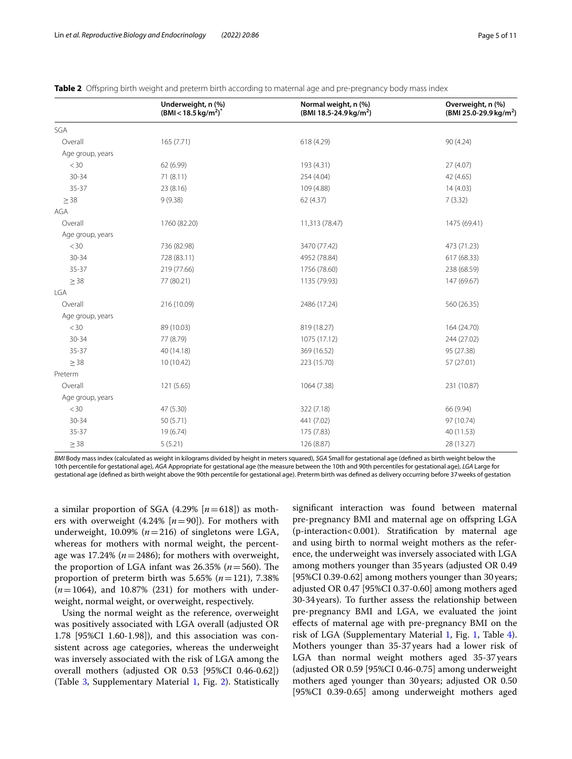**Table 2** Offspring birth weight and preterm birth according to maternal age and pre-pregnancy body mass index

| | Underweight, n (%) (BMI < 18.5 kg/m$^2$)* | Normal weight, n (%) (BMI 18.5-24.9 kg/m$^2$) | Overweight, n (%) (BMI 25.0-29.9 kg/m$^2$) |
|---|---|---|---|
| SGA | | | |
| Overall | 165 (7.71) | 618 (4.29) | 90 (4.24) |
| Age group, years | | | |
| < 30 | 62 (6.99) | 193 (4.31) | 27 (4.07) |
| 30-34 | 71 (8.11) | 254 (4.04) | 42 (4.65) |
| 35-37 | 23 (8.16) | 109 (4.88) | 14 (4.03) |
| ≥ 38 | 9 (9.38) | 62 (4.37) | 7 (3.32) |
| AGA | | | |
| Overall | 1760 (82.20) | 11,313 (78.47) | 1475 (69.41) |
| Age group, years | | | |
| < 30 | 736 (82.98) | 3470 (77.42) | 473 (71.23) |
| 30-34 | 728 (83.11) | 4952 (78.84) | 617 (68.33) |
| 35-37 | 219 (77.66) | 1756 (78.60) | 238 (68.59) |
| ≥ 38 | 77 (80.21) | 1135 (79.93) | 147 (69.67) |
| LGA | | | |
| Overall | 216 (10.09) | 2486 (17.24) | 560 (26.35) |
| Age group, years | | | |
| < 30 | 89 (10.03) | 819 (18.27) | 164 (24.70) |
| 30-34 | 77 (8.79) | 1075 (17.12) | 244 (27.02) |
| 35-37 | 40 (14.18) | 369 (16.52) | 95 (27.38) |
| ≥ 38 | 10 (10.42) | 223 (15.70) | 57 (27.01) |
| Preterm | | | |
| Overall | 121 (5.65) | 1064 (7.38) | 231 (10.87) |
| Age group, years | | | |
| < 30 | 47 (5.30) | 322 (7.18) | 66 (9.94) |
| 30-34 | 50 (5.71) | 441 (7.02) | 97 (10.74) |
| 35-37 | 19 (6.74) | 175 (7.83) | 40 (11.53) |
| ≥ 38 | 5 (5.21) | 126 (8.87) | 28 (13.27) |

*BMI* Body mass index (calculated as weight in kilograms divided by height in meters squared), *SGA* Small for gestational age (defined as birth weight below the 10th percentile for gestational age), *AGA* Appropriate for gestational age (the measure between the 10th and 90th percentiles for gestational age), *LGA* Large for gestational age (defined as birth weight above the 90th percentile for gestational age). Preterm birth was defined as delivery occurring before 37 weeks of gestation

a similar proportion of SGA (4.29% [$n = 618$]) as mothers with overweight (4.24% [$n = 90$]). For mothers with underweight, 10.09% ($n = 216$) of singletons were LGA, whereas for mothers with normal weight, the percentage was 17.24% ($n = 2486$); for mothers with overweight, the proportion of LGA infant was 26.35% ($n = 560$). The proportion of preterm birth was 5.65% ($n = 121$), 7.38% ($n = 1064$), and 10.87% (231) for mothers with underweight, normal weight, or overweight, respectively.

Using the normal weight as the reference, overweight was positively associated with LGA overall (adjusted OR 1.78 [95%CI 1.60-1.98]), and this association was consistent across age categories, whereas the underweight was inversely associated with the risk of LGA among the overall mothers (adjusted OR 0.53 [95%CI 0.46-0.62]) (Table 3, Supplementary Material 1, Fig. 2). Statistically significant interaction was found between maternal pre-pregnancy BMI and maternal age on offspring LGA (p-interaction < 0.001). Stratification by maternal age and using birth to normal weight mothers as the reference, the underweight was inversely associated with LGA among mothers younger than 35 years (adjusted OR 0.49 [95%CI 0.39-0.62] among mothers younger than 30 years; adjusted OR 0.47 [95%CI 0.37-0.60] among mothers aged 30-34 years). To further assess the relationship between pre-pregnancy BMI and LGA, we evaluated the joint effects of maternal age with pre-pregnancy BMI on the risk of LGA (Supplementary Material 1, Fig. 1, Table 4). Mothers younger than 35-37 years had a lower risk of LGA than normal weight mothers aged 35-37 years (adjusted OR 0.59 [95%CI 0.46-0.75] among underweight mothers aged younger than 30 years; adjusted OR 0.50 [95%CI 0.39-0.65] among underweight mothers aged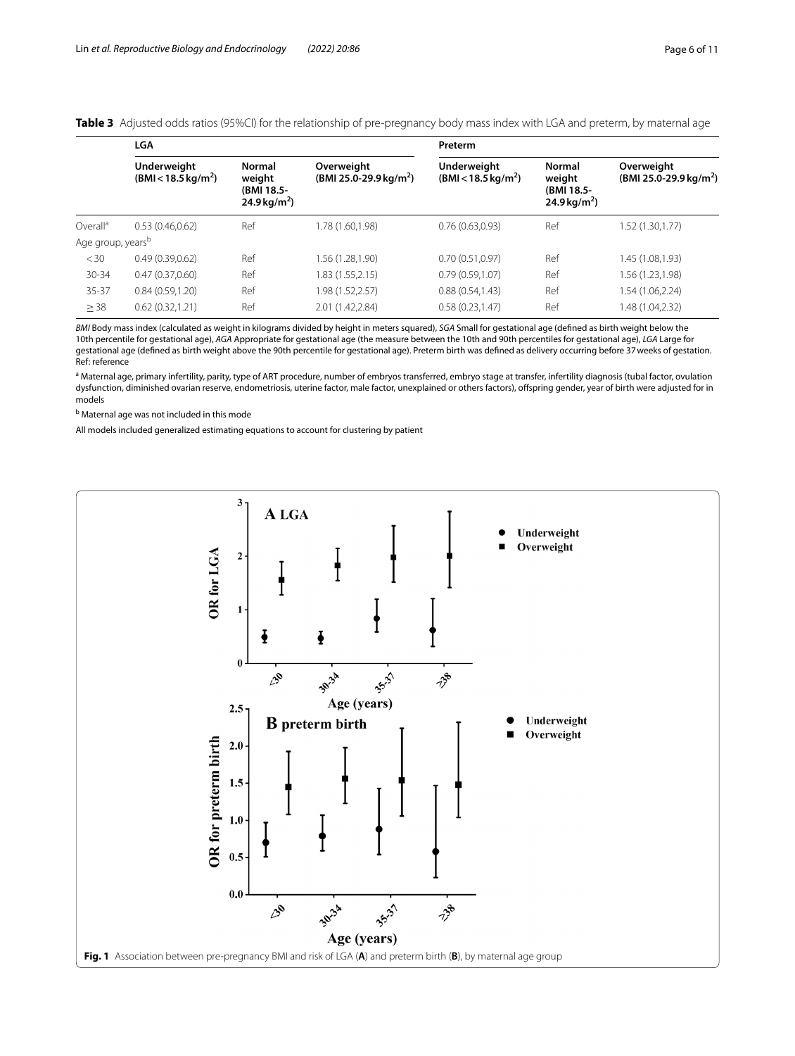**Table 3** Adjusted odds ratios (95%CI) for the relationship of pre-pregnancy body mass index with LGA and preterm, by maternal age

| | LGA | | | Preterm | | |
|---|---|---|---|---|---|---|
| | Underweight (BMI < 18.5 kg/m$^2$) | Normal weight (BMI 18.5-24.9 kg/m$^2$) | Overweight (BMI 25.0-29.9 kg/m$^2$) | Underweight (BMI < 18.5 kg/m$^2$) | Normal weight (BMI 18.5-24.9 kg/m$^2$) | Overweight (BMI 25.0-29.9 kg/m$^2$) |
| Overall[a] | 0.53 (0.46,0.62) | Ref | 1.78 (1.60,1.98) | 0.76 (0.63,0.93) | Ref | 1.52 (1.30,1.77) |
| Age group, years[b] | | | | | | |
| < 30 | 0.49 (0.39,0.62) | Ref | 1.56 (1.28,1.90) | 0.70 (0.51,0.97) | Ref | 1.45 (1.08,1.93) |
| 30-34 | 0.47 (0.37,0.60) | Ref | 1.83 (1.55,2.15) | 0.79 (0.59,1.07) | Ref | 1.56 (1.23,1.98) |
| 35-37 | 0.84 (0.59,1.20) | Ref | 1.98 (1.52,2.57) | 0.88 (0.54,1.43) | Ref | 1.54 (1.06,2.24) |
| ≥ 38 | 0.62 (0.32,1.21) | Ref | 2.01 (1.42,2.84) | 0.58 (0.23,1.47) | Ref | 1.48 (1.04,2.32) |

*BMI* Body mass index (calculated as weight in kilograms divided by height in meters squared), *SGA* Small for gestational age (defined as birth weight below the 10th percentile for gestational age), *AGA* Appropriate for gestational age (the measure between the 10th and 90th percentiles for gestational age), *LGA* Large for gestational age (defined as birth weight above the 90th percentile for gestational age). Preterm birth was defined as delivery occurring before 37 weeks of gestation. Ref: reference

[a] Maternal age, primary infertility, parity, type of ART procedure, number of embryos transferred, embryo stage at transfer, infertility diagnosis (tubal factor, ovulation dysfunction, diminished ovarian reserve, endometriosis, uterine factor, male factor, unexplained or others factors), offspring gender, year of birth were adjusted for in models

[b] Maternal age was not included in this mode

All models included generalized estimating equations to account for clustering by patient

**Fig. 1** Association between pre-pregnancy BMI and risk of LGA (**A**) and preterm birth (**B**), by maternal age group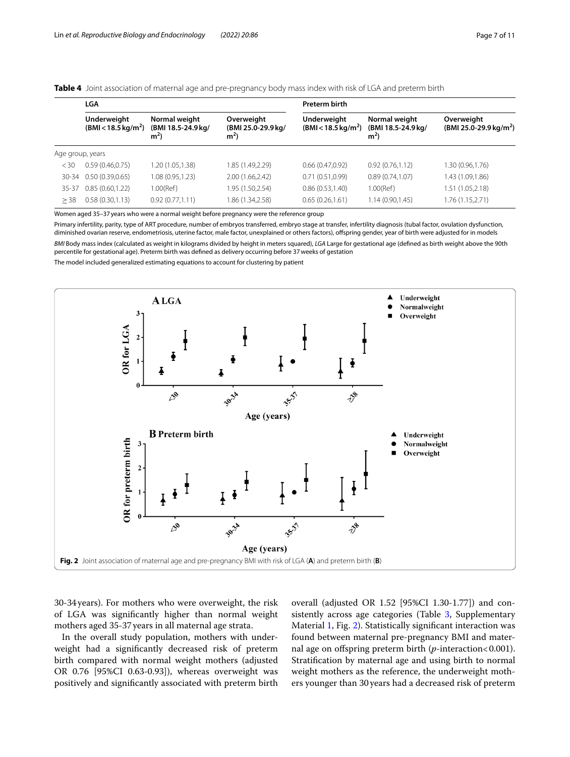**Table 4** Joint association of maternal age and pre-pregnancy body mass index with risk of LGA and preterm birth

| | LGA | | | Preterm birth | | |
|---|---|---|---|---|---|---|
| | Underweight (BMI < 18.5 kg/m$^2$) | Normal weight (BMI 18.5-24.9 kg/m$^2$) | Overweight (BMI 25.0-29.9 kg/m$^2$) | Underweight (BMI < 18.5 kg/m$^2$) | Normal weight (BMI 18.5-24.9 kg/m$^2$) | Overweight (BMI 25.0-29.9 kg/m$^2$) |
| Age group, years | | | | | | |
| < 30 | 0.59 (0.46,0.75) | 1.20 (1.05,1.38) | 1.85 (1.49,2.29) | 0.66 (0.47,0.92) | 0.92 (0.76,1.12) | 1.30 (0.96,1.76) |
| 30-34 | 0.50 (0.39,0.65) | 1.08 (0.95,1.23) | 2.00 (1.66,2.42) | 0.71 (0.51,0.99) | 0.89 (0.74,1.07) | 1.43 (1.09,1.86) |
| 35-37 | 0.85 (0.60,1.22) | 1.00(Ref) | 1.95 (1.50,2.54) | 0.86 (0.53,1.40) | 1.00(Ref) | 1.51 (1.05,2.18) |
| ≥ 38 | 0.58 (0.30,1.13) | 0.92 (0.77,1.11) | 1.86 (1.34,2.58) | 0.65 (0.26,1.61) | 1.14 (0.90,1.45) | 1.76 (1.15,2.71) |

Women aged 35–37 years who were a normal weight before pregnancy were the reference group

Primary infertility, parity, type of ART procedure, number of embryos transferred, embryo stage at transfer, infertility diagnosis (tubal factor, ovulation dysfunction, diminished ovarian reserve, endometriosis, uterine factor, male factor, unexplained or others factors), offspring gender, year of birth were adjusted for in models

*BMI* Body mass index (calculated as weight in kilograms divided by height in meters squared), *LGA* Large for gestational age (defined as birth weight above the 90th percentile for gestational age). Preterm birth was defined as delivery occurring before 37 weeks of gestation

The model included generalized estimating equations to account for clustering by patient

**Fig. 2** Joint association of maternal age and pre-pregnancy BMI with risk of LGA (**A**) and preterm birth (**B**)

30-34 years). For mothers who were overweight, the risk of LGA was significantly higher than normal weight mothers aged 35-37 years in all maternal age strata.

In the overall study population, mothers with underweight had a significantly decreased risk of preterm birth compared with normal weight mothers (adjusted OR 0.76 [95%CI 0.63-0.93]), whereas overweight was positively and significantly associated with preterm birth overall (adjusted OR 1.52 [95%CI 1.30-1.77]) and consistently across age categories (Table 3, Supplementary Material 1, Fig. 2). Statistically significant interaction was found between maternal pre-pregnancy BMI and maternal age on offspring preterm birth ($p$-interaction< 0.001). Stratification by maternal age and using birth to normal weight mothers as the reference, the underweight mothers younger than 30 years had a decreased risk of preterm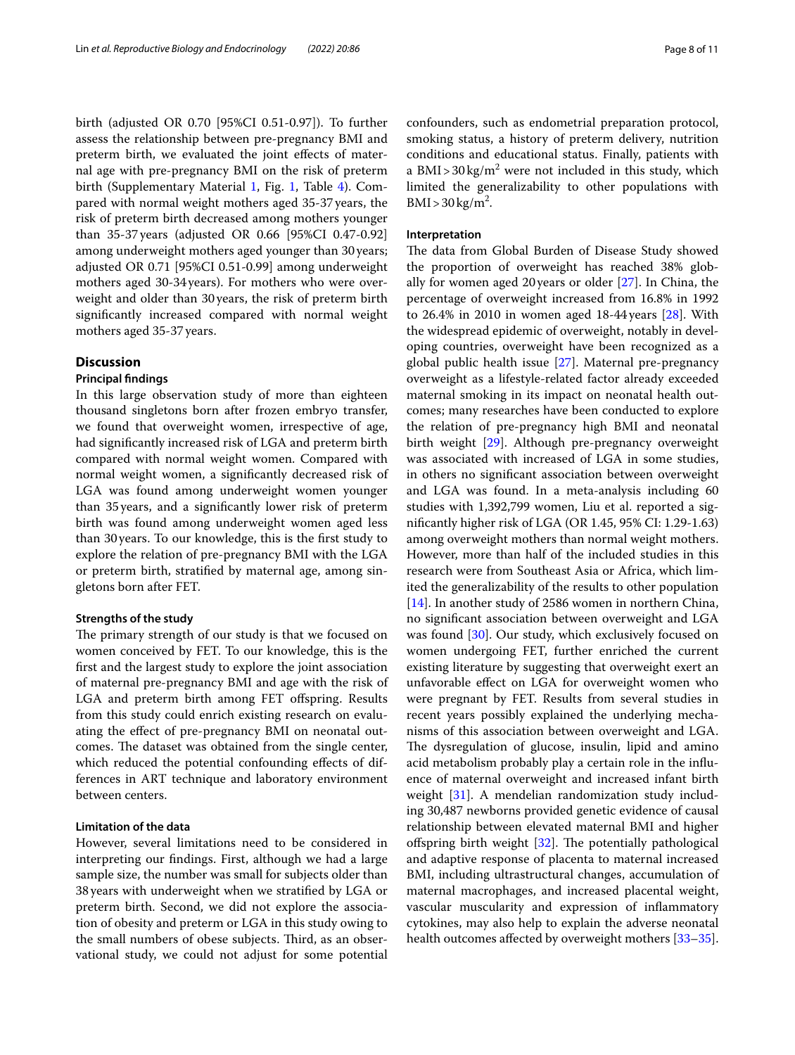birth (adjusted OR 0.70 [95%CI 0.51-0.97]). To further assess the relationship between pre-pregnancy BMI and preterm birth, we evaluated the joint effects of maternal age with pre-pregnancy BMI on the risk of preterm birth (Supplementary Material 1, Fig. 1, Table 4). Compared with normal weight mothers aged 35-37 years, the risk of preterm birth decreased among mothers younger than 35-37 years (adjusted OR 0.66 [95%CI 0.47-0.92] among underweight mothers aged younger than 30 years; adjusted OR 0.71 [95%CI 0.51-0.99] among underweight mothers aged 30-34 years). For mothers who were overweight and older than 30 years, the risk of preterm birth significantly increased compared with normal weight mothers aged 35-37 years.

## Discussion

### Principal findings

In this large observation study of more than eighteen thousand singletons born after frozen embryo transfer, we found that overweight women, irrespective of age, had significantly increased risk of LGA and preterm birth compared with normal weight women. Compared with normal weight women, a significantly decreased risk of LGA was found among underweight women younger than 35 years, and a significantly lower risk of preterm birth was found among underweight women aged less than 30 years. To our knowledge, this is the first study to explore the relation of pre-pregnancy BMI with the LGA or preterm birth, stratified by maternal age, among singletons born after FET.

### Strengths of the study

The primary strength of our study is that we focused on women conceived by FET. To our knowledge, this is the first and the largest study to explore the joint association of maternal pre-pregnancy BMI and age with the risk of LGA and preterm birth among FET offspring. Results from this study could enrich existing research on evaluating the effect of pre-pregnancy BMI on neonatal outcomes. The dataset was obtained from the single center, which reduced the potential confounding effects of differences in ART technique and laboratory environment between centers.

### Limitation of the data

However, several limitations need to be considered in interpreting our findings. First, although we had a large sample size, the number was small for subjects older than 38 years with underweight when we stratified by LGA or preterm birth. Second, we did not explore the association of obesity and preterm or LGA in this study owing to the small numbers of obese subjects. Third, as an observational study, we could not adjust for some potential confounders, such as endometrial preparation protocol, smoking status, a history of preterm delivery, nutrition conditions and educational status. Finally, patients with a BMI > 30 $kg/m^2$ were not included in this study, which limited the generalizability to other populations with BMI > 30 $kg/m^2$.

### Interpretation

The data from Global Burden of Disease Study showed the proportion of overweight has reached 38% globally for women aged 20 years or older [27]. In China, the percentage of overweight increased from 16.8% in 1992 to 26.4% in 2010 in women aged 18-44 years [28]. With the widespread epidemic of overweight, notably in developing countries, overweight have been recognized as a global public health issue [27]. Maternal pre-pregnancy overweight as a lifestyle-related factor already exceeded maternal smoking in its impact on neonatal health outcomes; many researches have been conducted to explore the relation of pre-pregnancy high BMI and neonatal birth weight [29]. Although pre-pregnancy overweight was associated with increased of LGA in some studies, in others no significant association between overweight and LGA was found. In a meta-analysis including 60 studies with 1,392,799 women, Liu et al. reported a significantly higher risk of LGA (OR 1.45, 95% CI: 1.29-1.63) among overweight mothers than normal weight mothers. However, more than half of the included studies in this research were from Southeast Asia or Africa, which limited the generalizability of the results to other population [14]. In another study of 2586 women in northern China, no significant association between overweight and LGA was found [30]. Our study, which exclusively focused on women undergoing FET, further enriched the current existing literature by suggesting that overweight exert an unfavorable effect on LGA for overweight women who were pregnant by FET. Results from several studies in recent years possibly explained the underlying mechanisms of this association between overweight and LGA. The dysregulation of glucose, insulin, lipid and amino acid metabolism probably play a certain role in the influence of maternal overweight and increased infant birth weight [31]. A mendelian randomization study including 30,487 newborns provided genetic evidence of causal relationship between elevated maternal BMI and higher offspring birth weight [32]. The potentially pathological and adaptive response of placenta to maternal increased BMI, including ultrastructural changes, accumulation of maternal macrophages, and increased placental weight, vascular muscularity and expression of inflammatory cytokines, may also help to explain the adverse neonatal health outcomes affected by overweight mothers [33–35].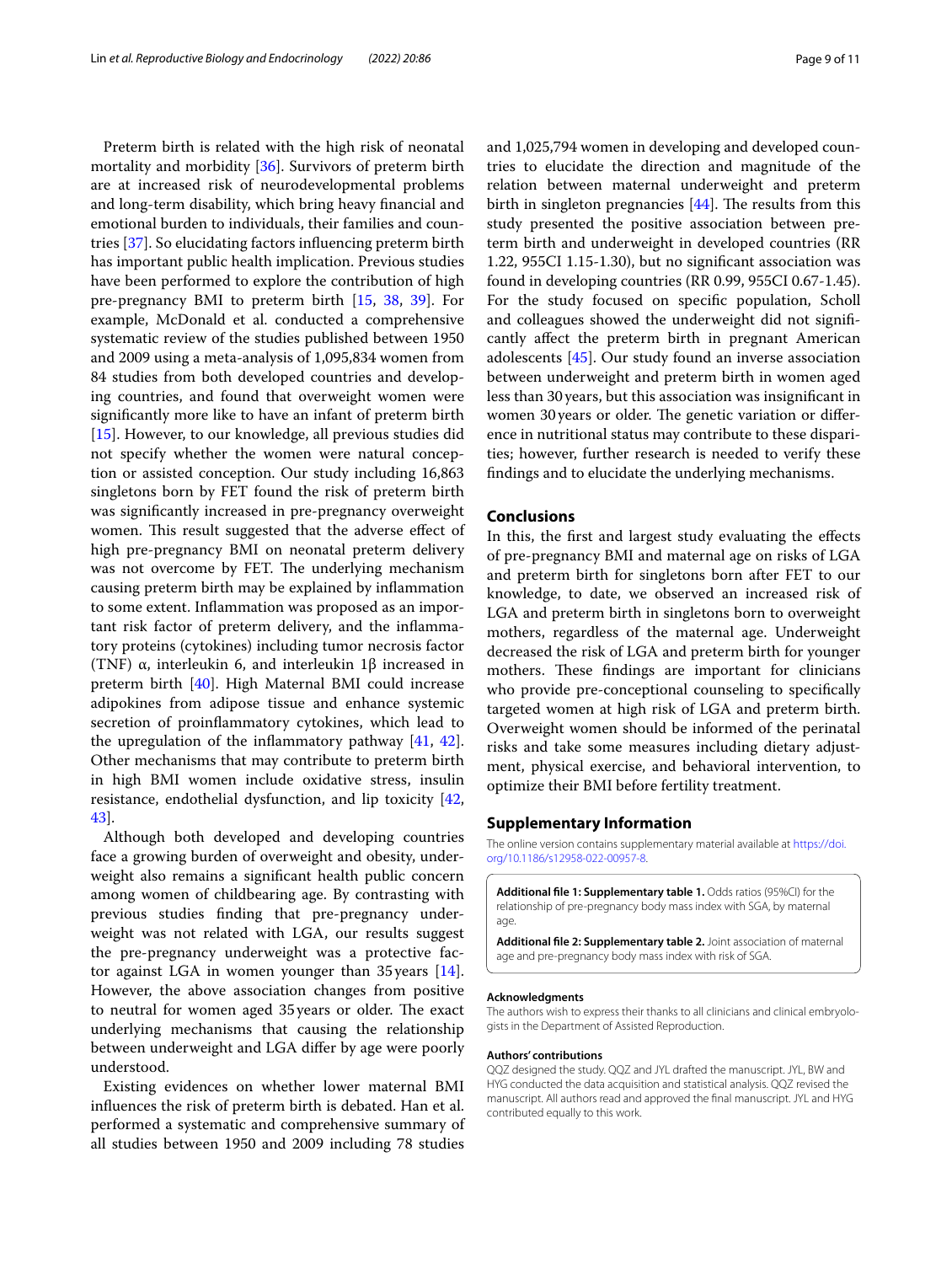Preterm birth is related with the high risk of neonatal mortality and morbidity [36]. Survivors of preterm birth are at increased risk of neurodevelopmental problems and long-term disability, which bring heavy financial and emotional burden to individuals, their families and countries [37]. So elucidating factors influencing preterm birth has important public health implication. Previous studies have been performed to explore the contribution of high pre-pregnancy BMI to preterm birth [15, 38, 39]. For example, McDonald et al. conducted a comprehensive systematic review of the studies published between 1950 and 2009 using a meta-analysis of 1,095,834 women from 84 studies from both developed countries and developing countries, and found that overweight women were significantly more like to have an infant of preterm birth [15]. However, to our knowledge, all previous studies did not specify whether the women were natural conception or assisted conception. Our study including 16,863 singletons born by FET found the risk of preterm birth was significantly increased in pre-pregnancy overweight women. This result suggested that the adverse effect of high pre-pregnancy BMI on neonatal preterm delivery was not overcome by FET. The underlying mechanism causing preterm birth may be explained by inflammation to some extent. Inflammation was proposed as an important risk factor of preterm delivery, and the inflammatory proteins (cytokines) including tumor necrosis factor (TNF) α, interleukin 6, and interleukin 1β increased in preterm birth [40]. High Maternal BMI could increase adipokines from adipose tissue and enhance systemic secretion of proinflammatory cytokines, which lead to the upregulation of the inflammatory pathway [41, 42]. Other mechanisms that may contribute to preterm birth in high BMI women include oxidative stress, insulin resistance, endothelial dysfunction, and lip toxicity [42, 43].

Although both developed and developing countries face a growing burden of overweight and obesity, underweight also remains a significant health public concern among women of childbearing age. By contrasting with previous studies finding that pre-pregnancy underweight was not related with LGA, our results suggest the pre-pregnancy underweight was a protective factor against LGA in women younger than 35 years [14]. However, the above association changes from positive to neutral for women aged 35 years or older. The exact underlying mechanisms that causing the relationship between underweight and LGA differ by age were poorly understood.

Existing evidences on whether lower maternal BMI influences the risk of preterm birth is debated. Han et al. performed a systematic and comprehensive summary of all studies between 1950 and 2009 including 78 studies and 1,025,794 women in developing and developed countries to elucidate the direction and magnitude of the relation between maternal underweight and preterm birth in singleton pregnancies [44]. The results from this study presented the positive association between preterm birth and underweight in developed countries (RR 1.22, 955CI 1.15-1.30), but no significant association was found in developing countries (RR 0.99, 955CI 0.67-1.45). For the study focused on specific population, Scholl and colleagues showed the underweight did not significantly affect the preterm birth in pregnant American adolescents [45]. Our study found an inverse association between underweight and preterm birth in women aged less than 30 years, but this association was insignificant in women 30 years or older. The genetic variation or difference in nutritional status may contribute to these disparities; however, further research is needed to verify these findings and to elucidate the underlying mechanisms.

## Conclusions

In this, the first and largest study evaluating the effects of pre-pregnancy BMI and maternal age on risks of LGA and preterm birth for singletons born after FET to our knowledge, to date, we observed an increased risk of LGA and preterm birth in singletons born to overweight mothers, regardless of the maternal age. Underweight decreased the risk of LGA and preterm birth for younger mothers. These findings are important for clinicians who provide pre-conceptional counseling to specifically targeted women at high risk of LGA and preterm birth. Overweight women should be informed of the perinatal risks and take some measures including dietary adjustment, physical exercise, and behavioral intervention, to optimize their BMI before fertility treatment.

## Supplementary Information

The online version contains supplementary material available at https://doi.org/10.1186/s12958-022-00957-8.

**Additional file 1: Supplementary table 1.** Odds ratios (95%CI) for the relationship of pre-pregnancy body mass index with SGA, by maternal age.

**Additional file 2: Supplementary table 2.** Joint association of maternal age and pre-pregnancy body mass index with risk of SGA.

### Acknowledgments

The authors wish to express their thanks to all clinicians and clinical embryologists in the Department of Assisted Reproduction.

### Authors' contributions

QQZ designed the study. QQZ and JYL drafted the manuscript. JYL, BW and HYG conducted the data acquisition and statistical analysis. QQZ revised the manuscript. All authors read and approved the final manuscript. JYL and HYG contributed equally to this work.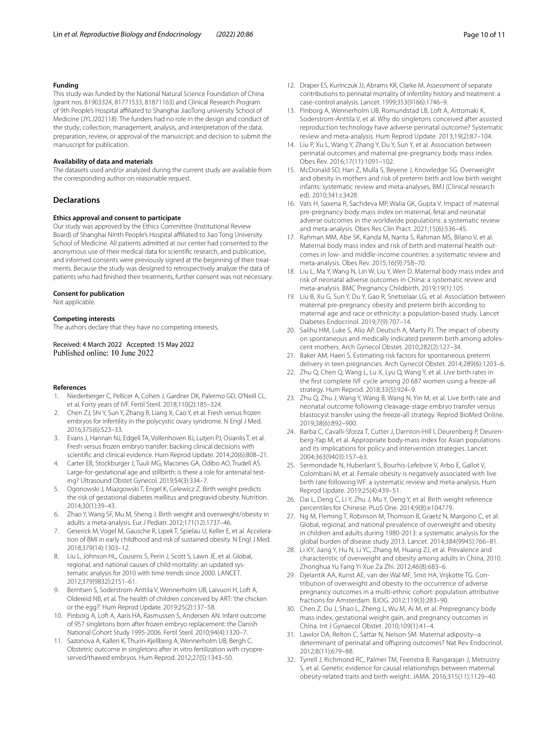#### Funding

This study was funded by the National Natural Science Foundation of China (grant nos. 81903324, 81771533, 81871163) and Clinical Research Program of 9th People's Hospital affiliated to Shanghai JiaoTong university School of Medicine (JYLJ202118). The funders had no role in the design and conduct of the study; collection, management, analysis, and interpretation of the data; preparation, review, or approval of the manuscript; and decision to submit the manuscript for publication.

#### Availability of data and materials

The datasets used and/or analyzed during the current study are available from the corresponding author on reasonable request.

## Declarations

#### Ethics approval and consent to participate

Our study was approved by the Ethics Committee (Institutional Review Board) of Shanghai Ninth People's Hospital affiliated to Jiao Tong University School of Medicine. All patients admitted at our center had consented to the anonymous use of their medical data for scientific research, and publication, and informed consents were previously signed at the beginning of their treatments. Because the study was designed to retrospectively analyze the data of patients who had finished their treatments, further consent was not necessary.

#### Consent for publication

Not applicable.

#### Competing interests

The authors declare that they have no competing interests.

Received: 4 March 2022 Accepted: 15 May 2022
Published online: 10 June 2022

#### References

1. Niederberger C, Pellicer A, Cohen J, Gardner DK, Palermo GD, O'Neill CL, et al. Forty years of IVF. Fertil Steril. 2018;110(2):185–324.
2. Chen ZJ, Shi Y, Sun Y, Zhang B, Liang X, Cao Y, et al. Fresh versus frozen embryos for infertility in the polycystic ovary syndrome. N Engl J Med. 2016;375(6):523–33.
3. Evans J, Hannan NJ, Edgell TA, Vollenhoven BJ, Lutjen PJ, Osianlis T, et al. Fresh versus frozen embryo transfer: backing clinical decisions with scientific and clinical evidence. Hum Reprod Update. 2014;20(6):808–21.
4. Carter EB, Stockburger J, Tuuli MG, Macones GA, Odibo AO, Trudell AS. Large-for-gestational age and stillbirth: is there a role for antenatal testing? Ultrasound Obstet Gynecol. 2019;54(3):334–7.
5. Ogonowski J, Miazgowski T, Engel K, Celewicz Z. Birth weight predicts the risk of gestational diabetes mellitus and pregravid obesity. Nutrition. 2014;30(1):39–43.
6. Zhao Y, Wang SF, Mu M, Sheng J. Birth weight and overweight/obesity in adults: a meta-analysis. Eur J Pediatr. 2012;171(12):1737–46.
7. Geserick M, Vogel M, Gausche R, Lipek T, Spielau U, Keller E, et al. Acceleration of BMI in early childhood and risk of sustained obesity. N Engl J Med. 2018;379(14):1303–12.
8. Liu L, Johnson HL, Cousens S, Perin J, Scott S, Lawn JE, et al. Global, regional, and national causes of child mortality: an updated systematic analysis for 2010 with time trends since 2000. LANCET. 2012;379(9832):2151–61.
9. Berntsen S, Soderstrom-Anttila V, Wennerholm UB, Laivuori H, Loft A, Oldereid NB, et al. The health of children conceived by ART: 'the chicken or the egg?'. Hum Reprod Update. 2019;25(2):137–58.
10. Pinborg A, Loft A, Aaris HA, Rasmussen S, Andersen AN. Infant outcome of 957 singletons born after frozen embryo replacement: the Danish National Cohort Study 1995-2006. Fertil Steril. 2010;94(4):1320–7.
11. Sazonova A, Kallen K, Thurin-Kjellberg A, Wennerholm UB, Bergh C. Obstetric outcome in singletons after in vitro fertilization with cryopreserved/thawed embryos. Hum Reprod. 2012;27(5):1343–50.
12. Draper ES, Kurinczuk JJ, Abrams KR, Clarke M. Assessment of separate contributions to perinatal mortality of infertility history and treatment: a case-control analysis. Lancet. 1999;353(9166):1746–9.
13. Pinborg A, Wennerholm UB, Romundstad LB, Loft A, Aittomaki K, Soderstrom-Anttila V, et al. Why do singletons conceived after assisted reproduction technology have adverse perinatal outcome? Systematic review and meta-analysis. Hum Reprod Update. 2013;19(2):87–104.
14. Liu P, Xu L, Wang Y, Zhang Y, Du Y, Sun Y, et al. Association between perinatal outcomes and maternal pre-pregnancy body mass index. Obes Rev. 2016;17(11):1091–102.
15. McDonald SD, Han Z, Mulla S, Beyene J, Knowledge SG. Overweight and obesity in mothers and risk of preterm birth and low birth weight infants: systematic review and meta-analyses. BMJ (Clinical research ed). 2010;341:c3428.
16. Vats H, Saxena R, Sachdeva MP, Walia GK, Gupta V. Impact of maternal pre-pregnancy body mass index on maternal, fetal and neonatal adverse outcomes in the worldwide populations: a systematic review and meta-analysis. Obes Res Clin Pract. 2021;15(6):536–45.
17. Rahman MM, Abe SK, Kanda M, Narita S, Rahman MS, Bilano V, et al. Maternal body mass index and risk of birth and maternal health outcomes in low- and middle-income countries: a systematic review and meta-analysis. Obes Rev. 2015;16(9):758–70.
18. Liu L, Ma Y, Wang N, Lin W, Liu Y, Wen D. Maternal body mass index and risk of neonatal adverse outcomes in China: a systematic review and meta-analysis. BMC Pregnancy Childbirth. 2019;19(1):105.
19. Liu B, Xu G, Sun Y, Du Y, Gao R, Snetselaar LG, et al. Association between maternal pre-pregnancy obesity and preterm birth according to maternal age and race or ethnicity: a population-based study. Lancet Diabetes Endocrinol. 2019;7(9):707–14.
20. Salihu HM, Luke S, Alio AP, Deutsch A, Marty PJ. The impact of obesity on spontaneous and medically indicated preterm birth among adolescent mothers. Arch Gynecol Obstet. 2010;282(2):127–34.
21. Baker AM, Haeri S. Estimating risk factors for spontaneous preterm delivery in teen pregnancies. Arch Gynecol Obstet. 2014;289(6):1203–6.
22. Zhu Q, Chen Q, Wang L, Lu X, Lyu Q, Wang Y, et al. Live birth rates in the first complete IVF cycle among 20 687 women using a freeze-all strategy. Hum Reprod. 2018;33(5):924–9.
23. Zhu Q, Zhu J, Wang Y, Wang B, Wang N, Yin M, et al. Live birth rate and neonatal outcome following cleavage-stage embryo transfer versus blastocyst transfer using the freeze-all strategy. Reprod BioMed Online. 2019;38(6):892–900.
24. Barba C, Cavalli-Sforza T, Cutter J, Darnton-Hill I, Deurenberg P, Deurenberg-Yap M, et al. Appropriate body-mass index for Asian populations and its implications for policy and intervention strategies. Lancet. 2004;363(9403):157–63.
25. Sermondade N, Huberlant S, Bourhis-Lefebvre V, Arbo E, Gallot V, Colombani M, et al. Female obesity is negatively associated with live birth rate following IVF: a systematic review and meta-analysis. Hum Reprod Update. 2019;25(4):439–51.
26. Dai L, Deng C, Li Y, Zhu J, Mu Y, Deng Y, et al. Birth weight reference percentiles for Chinese. PLoS One. 2014;9(8):e104779.
27. Ng M, Fleming T, Robinson M, Thomson B, Graetz N, Margono C, et al. Global, regional, and national prevalence of overweight and obesity in children and adults during 1980-2013: a systematic analysis for the global burden of disease study 2013. Lancet. 2014;384(9945):766–81.
28. Li XY, Jiang Y, Hu N, Li YC, Zhang M, Huang ZJ, et al. Prevalence and characteristic of overweight and obesity among adults in China, 2010. Zhonghua Yu Fang Yi Xue Za Zhi. 2012;46(8):683–6.
29. Djelantik AA, Kunst AE, van der Wal MF, Smit HA, Vrijkotte TG. Contribution of overweight and obesity to the occurrence of adverse pregnancy outcomes in a multi-ethnic cohort: population attributive fractions for Amsterdam. BJOG. 2012;119(3):283–90.
30. Chen Z, Du J, Shao L, Zheng L, Wu M, Ai M, et al. Prepregnancy body mass index, gestational weight gain, and pregnancy outcomes in China. Int J Gynaecol Obstet. 2010;109(1):41–4.
31. Lawlor DA, Relton C, Sattar N, Nelson SM. Maternal adiposity--a determinant of perinatal and offspring outcomes? Nat Rev Endocrinol. 2012;8(11):679–88.
32. Tyrrell J, Richmond RC, Palmer TM, Feenstra B, Rangarajan J, Metrustry S, et al. Genetic evidence for causal relationships between maternal obesity-related traits and birth weight. JAMA. 2016;315(11):1129–40.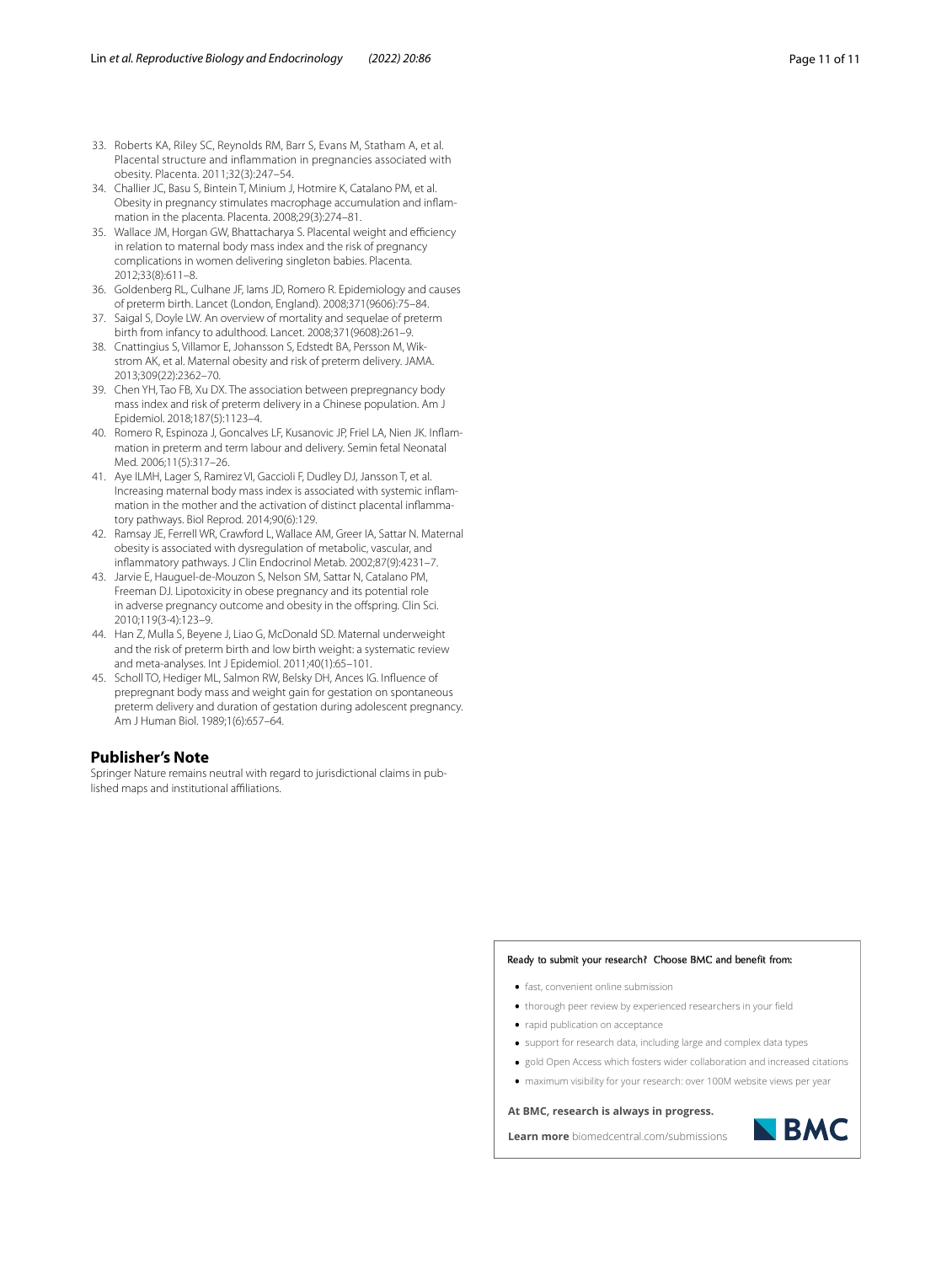33. Roberts KA, Riley SC, Reynolds RM, Barr S, Evans M, Statham A, et al. Placental structure and inflammation in pregnancies associated with obesity. Placenta. 2011;32(3):247–54.
34. Challier JC, Basu S, Bintein T, Minium J, Hotmire K, Catalano PM, et al. Obesity in pregnancy stimulates macrophage accumulation and inflammation in the placenta. Placenta. 2008;29(3):274–81.
35. Wallace JM, Horgan GW, Bhattacharya S. Placental weight and efficiency in relation to maternal body mass index and the risk of pregnancy complications in women delivering singleton babies. Placenta. 2012;33(8):611–8.
36. Goldenberg RL, Culhane JF, Iams JD, Romero R. Epidemiology and causes of preterm birth. Lancet (London, England). 2008;371(9606):75–84.
37. Saigal S, Doyle LW. An overview of mortality and sequelae of preterm birth from infancy to adulthood. Lancet. 2008;371(9608):261–9.
38. Cnattingius S, Villamor E, Johansson S, Edstedt BA, Persson M, Wikstrom AK, et al. Maternal obesity and risk of preterm delivery. JAMA. 2013;309(22):2362–70.
39. Chen YH, Tao FB, Xu DX. The association between prepregnancy body mass index and risk of preterm delivery in a Chinese population. Am J Epidemiol. 2018;187(5):1123–4.
40. Romero R, Espinoza J, Goncalves LF, Kusanovic JP, Friel LA, Nien JK. Inflammation in preterm and term labour and delivery. Semin fetal Neonatal Med. 2006;11(5):317–26.
41. Aye ILMH, Lager S, Ramirez VI, Gaccioli F, Dudley DJ, Jansson T, et al. Increasing maternal body mass index is associated with systemic inflammation in the mother and the activation of distinct placental inflammatory pathways. Biol Reprod. 2014;90(6):129.
42. Ramsay JE, Ferrell WR, Crawford L, Wallace AM, Greer IA, Sattar N. Maternal obesity is associated with dysregulation of metabolic, vascular, and inflammatory pathways. J Clin Endocrinol Metab. 2002;87(9):4231–7.
43. Jarvie E, Hauguel-de-Mouzon S, Nelson SM, Sattar N, Catalano PM, Freeman DJ. Lipotoxicity in obese pregnancy and its potential role in adverse pregnancy outcome and obesity in the offspring. Clin Sci. 2010;119(3-4):123–9.
44. Han Z, Mulla S, Beyene J, Liao G, McDonald SD. Maternal underweight and the risk of preterm birth and low birth weight: a systematic review and meta-analyses. Int J Epidemiol. 2011;40(1):65–101.
45. Scholl TO, Hediger ML, Salmon RW, Belsky DH, Ances IG. Influence of prepregnant body mass and weight gain for gestation on spontaneous preterm delivery and duration of gestation during adolescent pregnancy. Am J Human Biol. 1989;1(6):657–64.

## Publisher's Note

Springer Nature remains neutral with regard to jurisdictional claims in published maps and institutional affiliations.

Ready to submit your research? Choose BMC and benefit from:

- fast, convenient online submission
- thorough peer review by experienced researchers in your field
- rapid publication on acceptance
- support for research data, including large and complex data types
- gold Open Access which fosters wider collaboration and increased citations
- maximum visibility for your research: over 100M website views per year

**At BMC, research is always in progress.**

**Learn more** biomedcentral.com/submissions

BMC